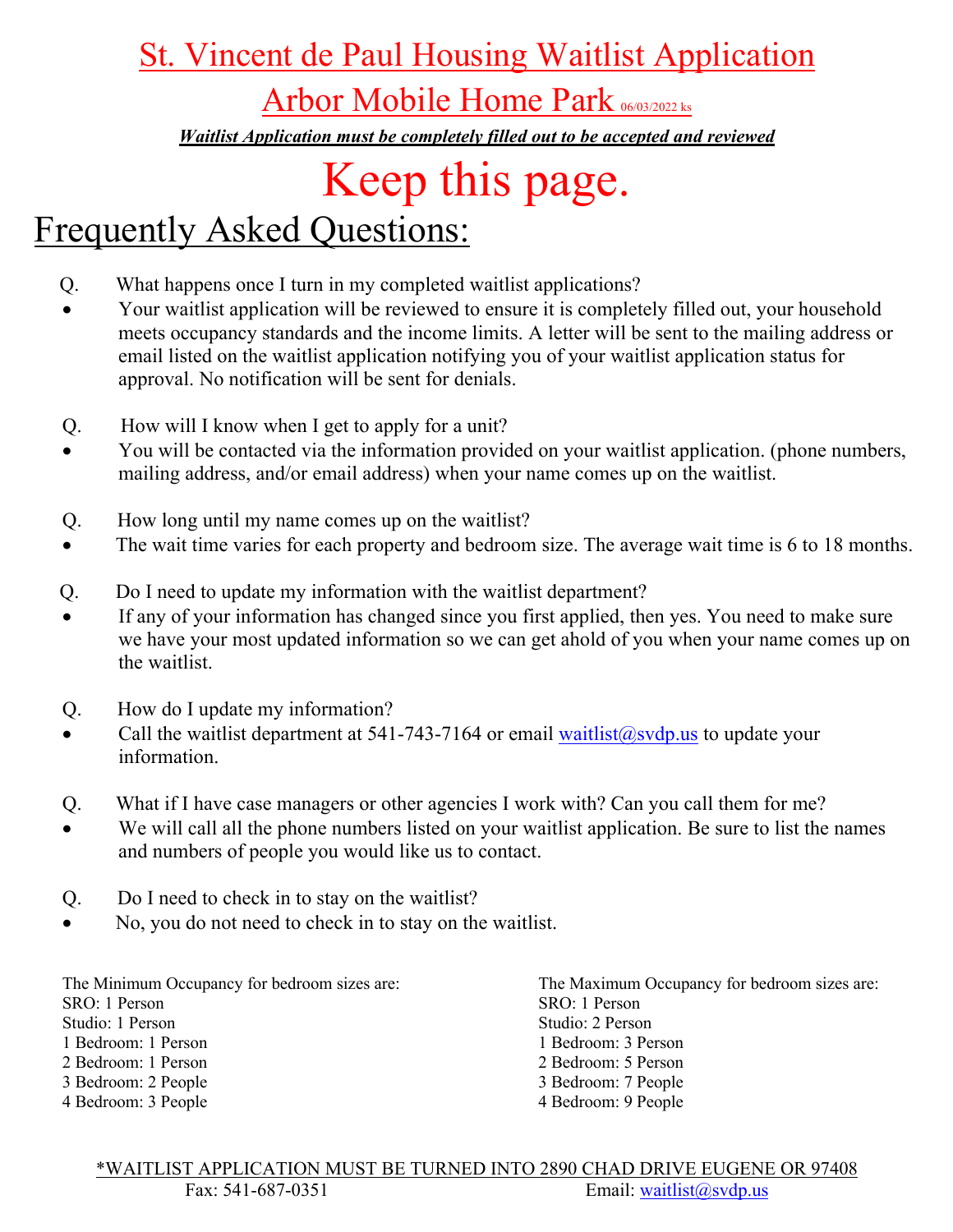# St. Vincent de Paul Housing Waitlist Application

## Arbor Mobile Home Park 06/03/2022 ks

***Waitlist Application must be completely filled out to be accepted and reviewed***

# Keep this page.

## Frequently Asked Questions:

Q. What happens once I turn in my completed waitlist applications?

- Your waitlist application will be reviewed to ensure it is completely filled out, your household meets occupancy standards and the income limits. A letter will be sent to the mailing address or email listed on the waitlist application notifying you of your waitlist application status for approval. No notification will be sent for denials.

Q. How will I know when I get to apply for a unit?

- You will be contacted via the information provided on your waitlist application. (phone numbers, mailing address, and/or email address) when your name comes up on the waitlist.

Q. How long until my name comes up on the waitlist?

- The wait time varies for each property and bedroom size. The average wait time is 6 to 18 months.

Q. Do I need to update my information with the waitlist department?

- If any of your information has changed since you first applied, then yes. You need to make sure we have your most updated information so we can get ahold of you when your name comes up on the waitlist.

Q. How do I update my information?

- Call the waitlist department at 541-743-7164 or email waitlist@svdp.us to update your information.

Q. What if I have case managers or other agencies I work with? Can you call them for me?

- We will call all the phone numbers listed on your waitlist application. Be sure to list the names and numbers of people you would like us to contact.

Q. Do I need to check in to stay on the waitlist?

- No, you do not need to check in to stay on the waitlist.

The Minimum Occupancy for bedroom sizes are:
SRO: 1 Person
Studio: 1 Person
1 Bedroom: 1 Person
2 Bedroom: 1 Person
3 Bedroom: 2 People
4 Bedroom: 3 People

The Maximum Occupancy for bedroom sizes are:
SRO: 1 Person
Studio: 2 Person
1 Bedroom: 3 Person
2 Bedroom: 5 Person
3 Bedroom: 7 People
4 Bedroom: 9 People

*WAITLIST APPLICATION MUST BE TURNED INTO 2890 CHAD DRIVE EUGENE OR 97408
Fax: 541-687-0351 Email: waitlist@svdp.us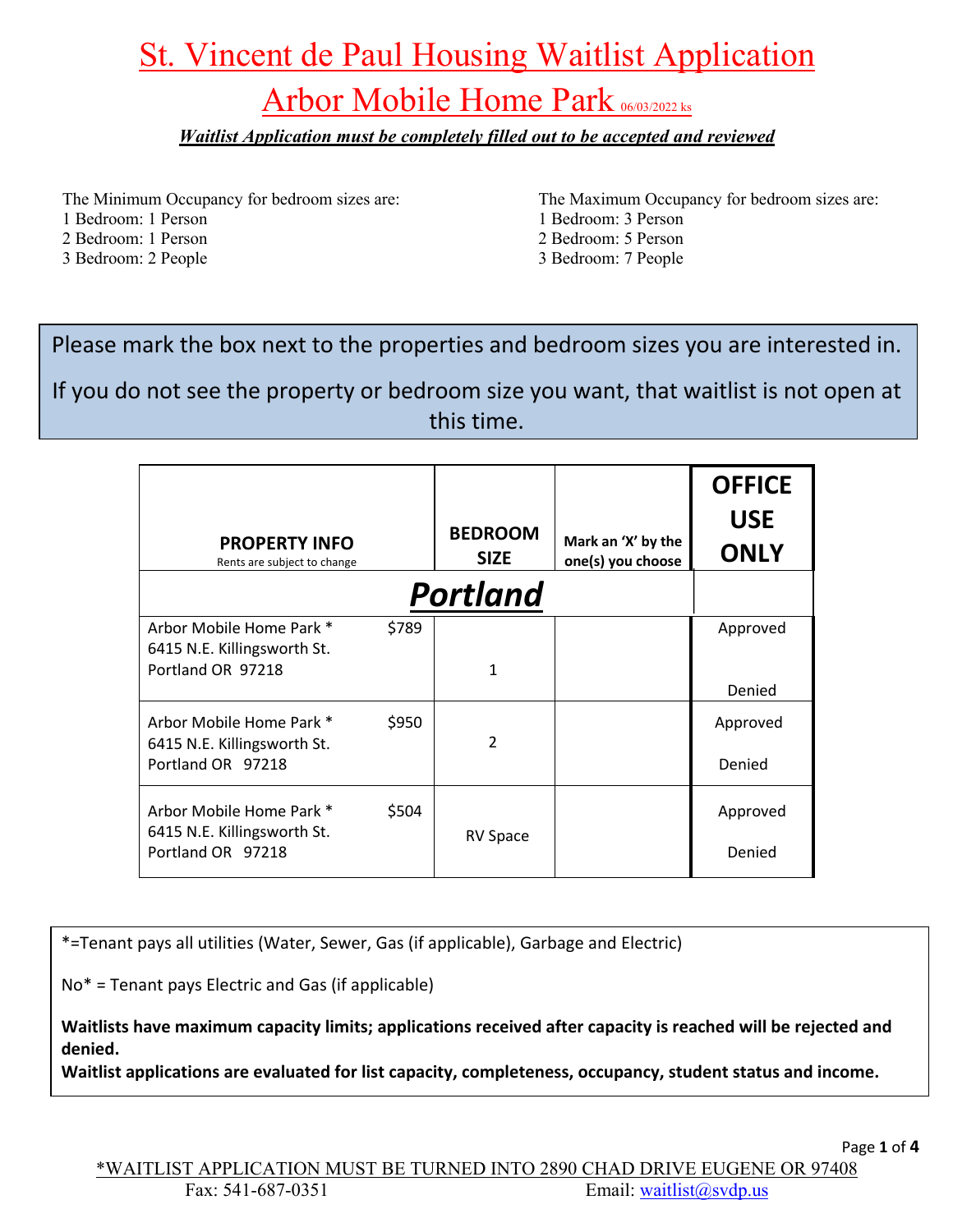# St. Vincent de Paul Housing Waitlist Application

## Arbor Mobile Home Park 06/03/2022 ks

***Waitlist Application must be completely filled out to be accepted and reviewed***

The Minimum Occupancy for bedroom sizes are:
1 Bedroom: 1 Person
2 Bedroom: 1 Person
3 Bedroom: 2 People

The Maximum Occupancy for bedroom sizes are:
1 Bedroom: 3 Person
2 Bedroom: 5 Person
3 Bedroom: 7 People

Please mark the box next to the properties and bedroom sizes you are interested in.

If you do not see the property or bedroom size you want, that waitlist is not open at this time.

| **PROPERTY INFO** Rents are subject to change | **BEDROOM SIZE** | **Mark an 'X' by the one(s) you choose** | **OFFICE USE ONLY** |
|---|---|---|---|
| ***Portland*** | | | |
| Arbor Mobile Home Park * $789<br>6415 N.E. Killingsworth St.<br>Portland OR 97218 | 1 | | Approved<br><br>Denied |
| Arbor Mobile Home Park * $950<br>6415 N.E. Killingsworth St.<br>Portland OR 97218 | 2 | | Approved<br><br>Denied |
| Arbor Mobile Home Park * $504<br>6415 N.E. Killingsworth St.<br>Portland OR 97218 | RV Space | | Approved<br><br>Denied |

*=Tenant pays all utilities (Water, Sewer, Gas (if applicable), Garbage and Electric)

No* = Tenant pays Electric and Gas (if applicable)

**Waitlists have maximum capacity limits; applications received after capacity is reached will be rejected and denied.**
**Waitlist applications are evaluated for list capacity, completeness, occupancy, student status and income.**

*WAITLIST APPLICATION MUST BE TURNED INTO 2890 CHAD DRIVE EUGENE OR 97408
Fax: 541-687-0351 Email: waitlist@svdp.us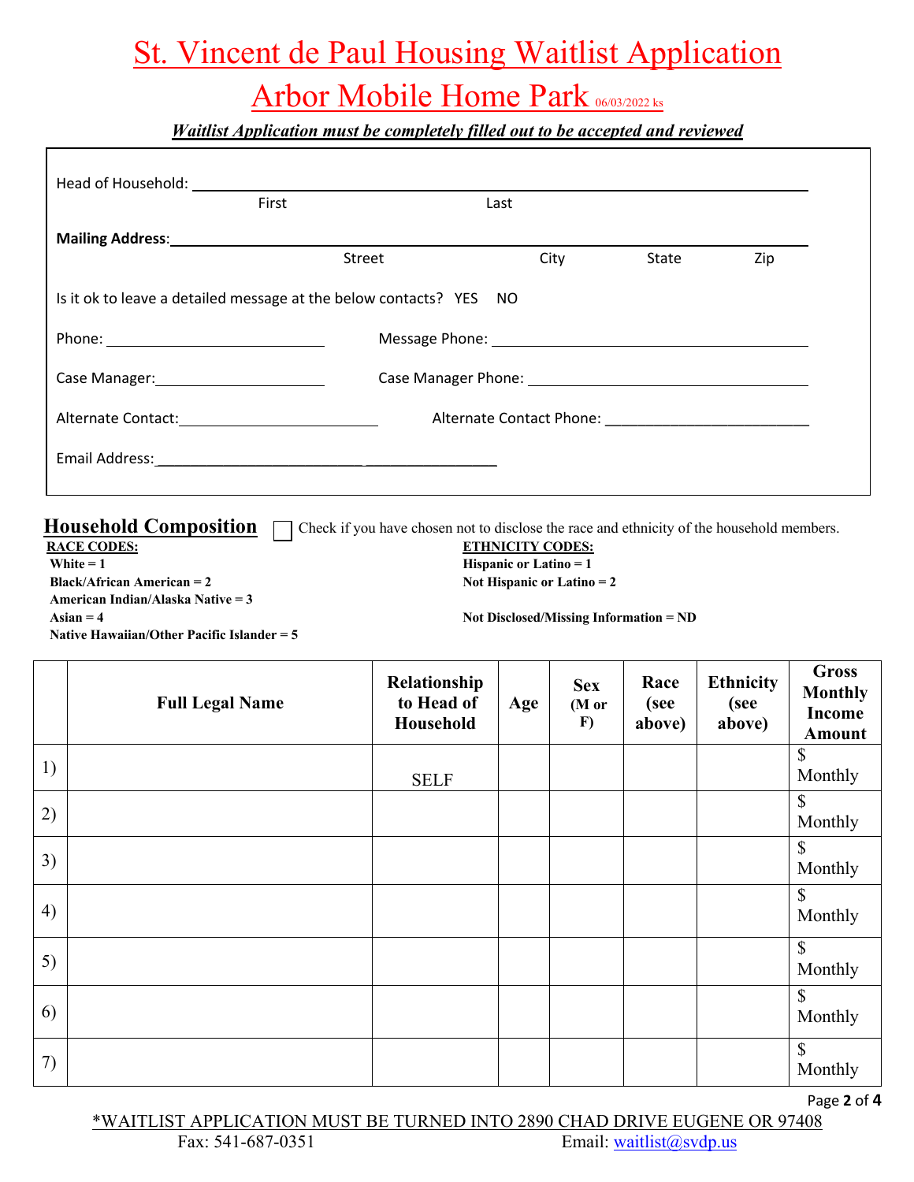# St. Vincent de Paul Housing Waitlist Application

## Arbor Mobile Home Park 06/03/2022 ks

***Waitlist Application must be completely filled out to be accepted and reviewed***

Head of Household: ______________________________________________
First Last

**Mailing Address**: ______________________________________________
Street City State Zip

Is it ok to leave a detailed message at the below contacts? YES NO

Phone: ____________________ Message Phone: ______________________________

Case Manager: ____________________ Case Manager Phone: ______________________________

Alternate Contact: ____________________ Alternate Contact Phone: ______________________________

Email Address: ______________________________

## Household Composition

☐ Check if you have chosen not to disclose the race and ethnicity of the household members.

**RACE CODES:**
**White = 1**
**Black/African American = 2**
**American Indian/Alaska Native = 3**
**Asian = 4**
**Native Hawaiian/Other Pacific Islander = 5**

**ETHNICITY CODES:**
**Hispanic or Latino = 1**
**Not Hispanic or Latino = 2**

**Not Disclosed/Missing Information = ND**

| | Full Legal Name | Relationship to Head of Household | Age | Sex (M or F) | Race (see above) | Ethnicity (see above) | Gross Monthly Income Amount |
|---|---|---|---|---|---|---|---|
| 1) | | SELF | | | | | $ Monthly |
| 2) | | | | | | | $ Monthly |
| 3) | | | | | | | $ Monthly |
| 4) | | | | | | | $ Monthly |
| 5) | | | | | | | $ Monthly |
| 6) | | | | | | | $ Monthly |
| 7) | | | | | | | $ Monthly |

*WAITLIST APPLICATION MUST BE TURNED INTO 2890 CHAD DRIVE EUGENE OR 97408
Fax: 541-687-0351 Email: waitlist@svdp.us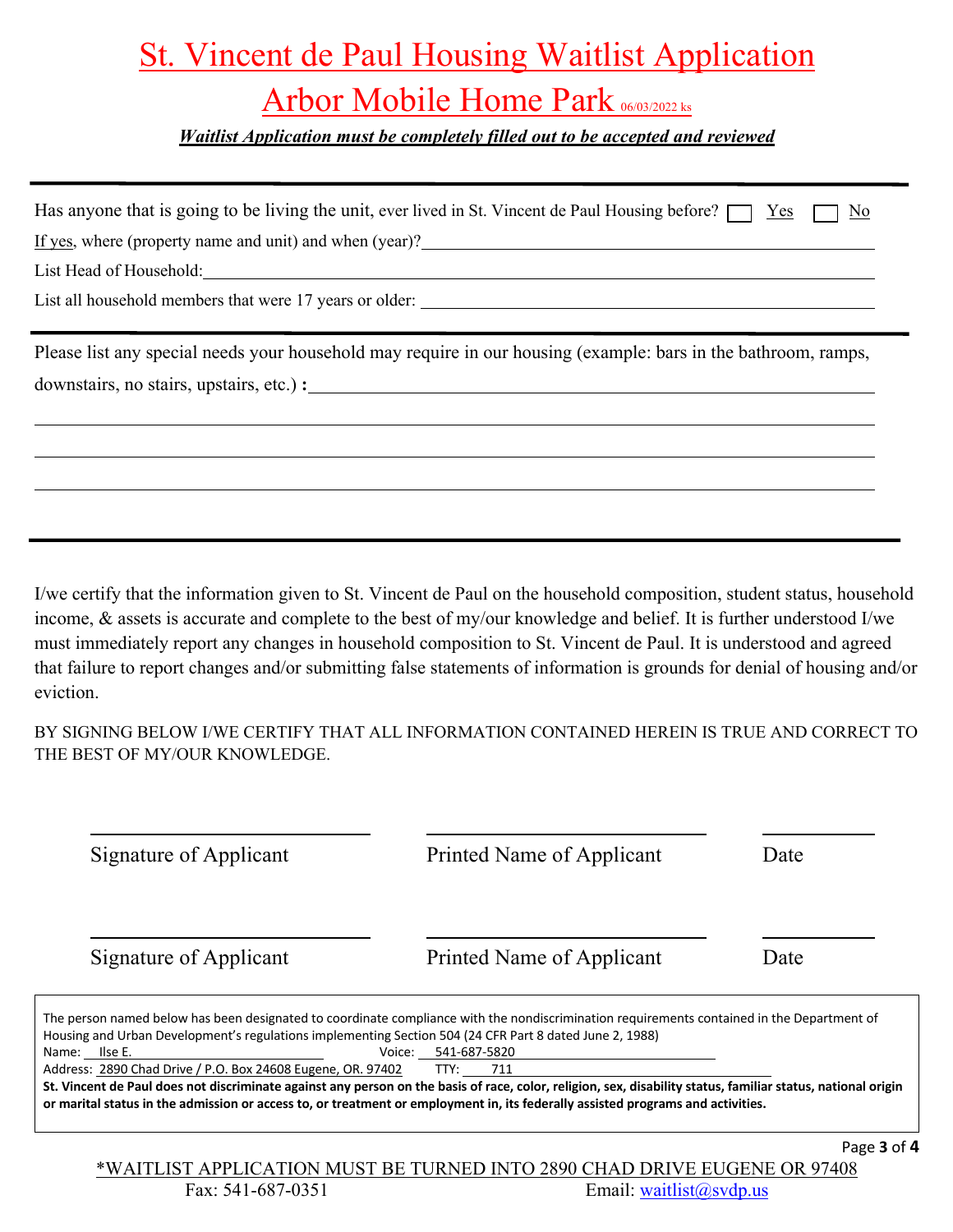# St. Vincent de Paul Housing Waitlist Application

## Arbor Mobile Home Park 06/03/2022 ks

***Waitlist Application must be completely filled out to be accepted and reviewed***

---

Has anyone that is going to be living the unit, ever lived in St. Vincent de Paul Housing before? ☐ Yes ☐ No

If yes, where (property name and unit) and when (year)?\_\_\_\_\_\_\_\_\_\_\_\_\_\_\_\_\_\_\_\_\_\_\_\_\_\_\_\_\_\_\_\_\_\_\_\_\_\_\_\_

List Head of Household:\_\_\_\_\_\_\_\_\_\_\_\_\_\_\_\_\_\_\_\_\_\_\_\_\_\_\_\_\_\_\_\_\_\_\_\_\_\_\_\_\_\_\_\_\_\_\_\_\_\_\_\_\_\_\_\_

List all household members that were 17 years or older: \_\_\_\_\_\_\_\_\_\_\_\_\_\_\_\_\_\_\_\_\_\_\_\_\_\_\_\_\_\_\_\_\_\_\_\_\_\_\_\_

---

Please list any special needs your household may require in our housing (example: bars in the bathroom, ramps, downstairs, no stairs, upstairs, etc.) **:**\_\_\_\_\_\_\_\_\_\_\_\_\_\_\_\_\_\_\_\_\_\_\_\_\_\_\_\_\_\_\_\_\_\_\_\_\_\_\_\_

\_\_\_\_\_\_\_\_\_\_\_\_\_\_\_\_\_\_\_\_\_\_\_\_\_\_\_\_\_\_\_\_\_\_\_\_\_\_\_\_\_\_\_\_\_\_\_\_\_\_\_\_\_\_\_\_\_\_\_\_\_\_\_\_\_\_\_\_\_\_\_\_\_\_\_\_

\_\_\_\_\_\_\_\_\_\_\_\_\_\_\_\_\_\_\_\_\_\_\_\_\_\_\_\_\_\_\_\_\_\_\_\_\_\_\_\_\_\_\_\_\_\_\_\_\_\_\_\_\_\_\_\_\_\_\_\_\_\_\_\_\_\_\_\_\_\_\_\_\_\_\_\_

\_\_\_\_\_\_\_\_\_\_\_\_\_\_\_\_\_\_\_\_\_\_\_\_\_\_\_\_\_\_\_\_\_\_\_\_\_\_\_\_\_\_\_\_\_\_\_\_\_\_\_\_\_\_\_\_\_\_\_\_\_\_\_\_\_\_\_\_\_\_\_\_\_\_\_\_

---

I/we certify that the information given to St. Vincent de Paul on the household composition, student status, household income, & assets is accurate and complete to the best of my/our knowledge and belief. It is further understood I/we must immediately report any changes in household composition to St. Vincent de Paul. It is understood and agreed that failure to report changes and/or submitting false statements of information is grounds for denial of housing and/or eviction.

BY SIGNING BELOW I/WE CERTIFY THAT ALL INFORMATION CONTAINED HEREIN IS TRUE AND CORRECT TO THE BEST OF MY/OUR KNOWLEDGE.

\_\_\_\_\_\_\_\_\_\_\_\_\_\_\_\_\_\_\_\_ \_\_\_\_\_\_\_\_\_\_\_\_\_\_\_\_\_\_\_\_ \_\_\_\_\_\_\_\_

Signature of Applicant | Printed Name of Applicant | Date

\_\_\_\_\_\_\_\_\_\_\_\_\_\_\_\_\_\_\_\_ \_\_\_\_\_\_\_\_\_\_\_\_\_\_\_\_\_\_\_\_ \_\_\_\_\_\_\_\_

Signature of Applicant | Printed Name of Applicant | Date

---

The person named below has been designated to coordinate compliance with the nondiscrimination requirements contained in the Department of Housing and Urban Development's regulations implementing Section 504 (24 CFR Part 8 dated June 2, 1988)

Name: Ilse E. Voice: 541-687-5820

Address: 2890 Chad Drive / P.O. Box 24608 Eugene, OR. 97402 TTY: 711

**St. Vincent de Paul does not discriminate against any person on the basis of race, color, religion, sex, disability status, familiar status, national origin or marital status in the admission or access to, or treatment or employment in, its federally assisted programs and activities.**

---

\*WAITLIST APPLICATION MUST BE TURNED INTO 2890 CHAD DRIVE EUGENE OR 97408

Fax: 541-687-0351 Email: waitlist@svdp.us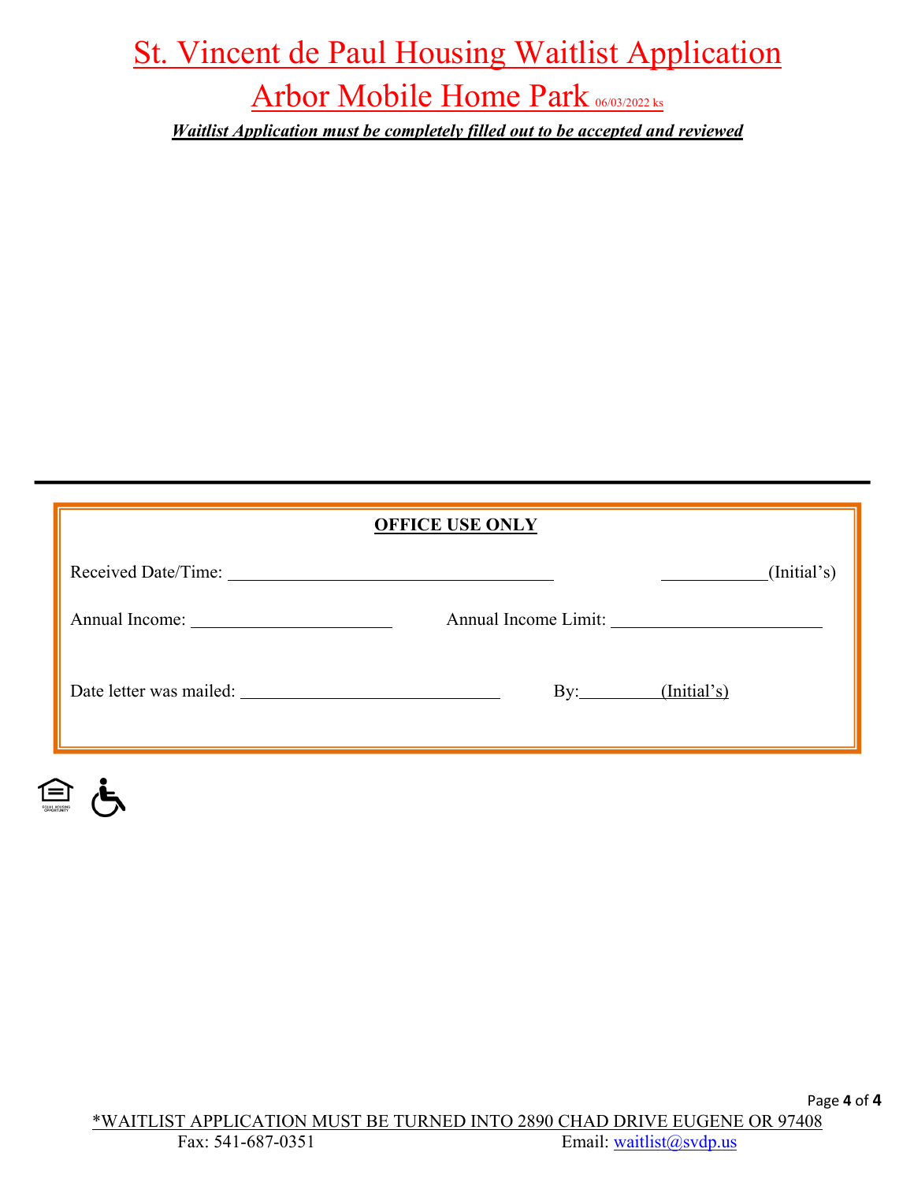# St. Vincent de Paul Housing Waitlist Application

## Arbor Mobile Home Park 06/03/2022 ks

***Waitlist Application must be completely filled out to be accepted and reviewed***

---

**OFFICE USE ONLY**

Received Date/Time: ______________________________ ___________(Initial's)

Annual Income: ____________________ Annual Income Limit: ____________________

Date letter was mailed: ________________________ By:________(Initial's)

*WAITLIST APPLICATION MUST BE TURNED INTO 2890 CHAD DRIVE EUGENE OR 97408

Fax: 541-687-0351 Email: waitlist@svdp.us